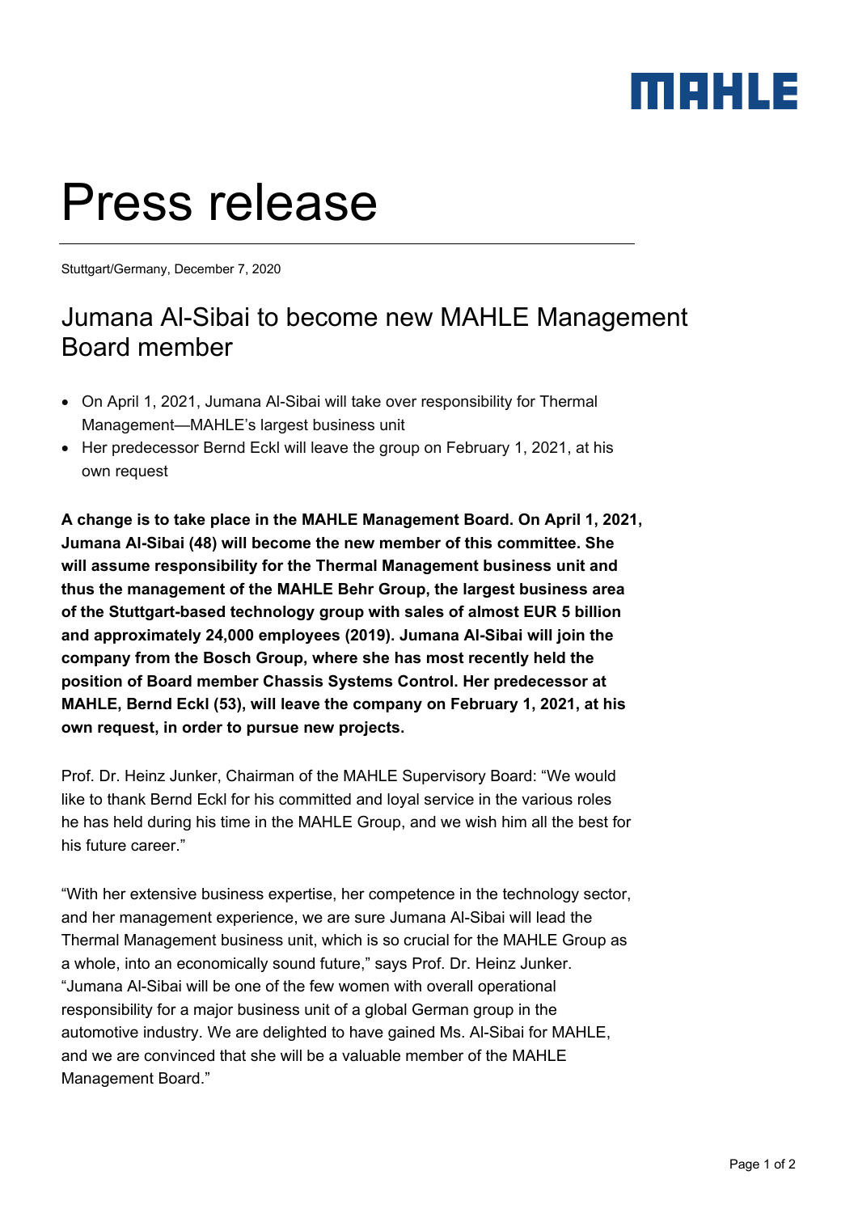# Press release

Stuttgart/Germany, December 7, 2020

## Jumana Al-Sibai to become new MAHLE Management Board member

- On April 1, 2021, Jumana Al-Sibai will take over responsibility for Thermal Management—MAHLE's largest business unit
- Her predecessor Bernd Eckl will leave the group on February 1, 2021, at his own request

**A change is to take place in the MAHLE Management Board. On April 1, 2021, Jumana Al-Sibai (48) will become the new member of this committee. She will assume responsibility for the Thermal Management business unit and thus the management of the MAHLE Behr Group, the largest business area of the Stuttgart-based technology group with sales of almost EUR 5 billion and approximately 24,000 employees (2019). Jumana Al-Sibai will join the company from the Bosch Group, where she has most recently held the position of Board member Chassis Systems Control. Her predecessor at MAHLE, Bernd Eckl (53), will leave the company on February 1, 2021, at his own request, in order to pursue new projects.**

Prof. Dr. Heinz Junker, Chairman of the MAHLE Supervisory Board: "We would like to thank Bernd Eckl for his committed and loyal service in the various roles he has held during his time in the MAHLE Group, and we wish him all the best for his future career."

"With her extensive business expertise, her competence in the technology sector, and her management experience, we are sure Jumana Al-Sibai will lead the Thermal Management business unit, which is so crucial for the MAHLE Group as a whole, into an economically sound future," says Prof. Dr. Heinz Junker. "Jumana Al-Sibai will be one of the few women with overall operational responsibility for a major business unit of a global German group in the automotive industry. We are delighted to have gained Ms. Al-Sibai for MAHLE, and we are convinced that she will be a valuable member of the MAHLE Management Board."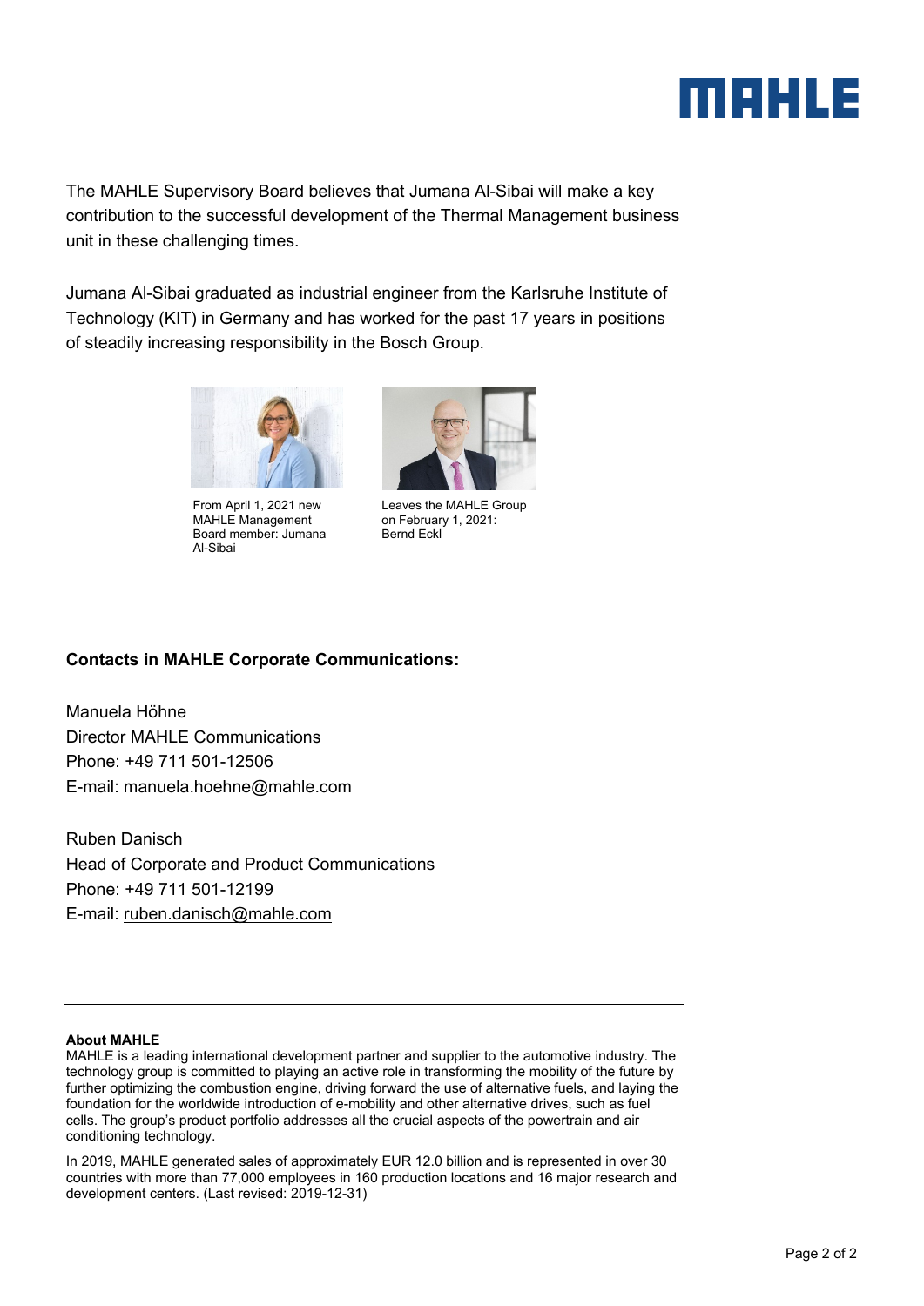The MAHLE Supervisory Board believes that Jumana Al-Sibai will make a key contribution to the successful development of the Thermal Management business unit in these challenging times.

Jumana Al-Sibai graduated as industrial engineer from the Karlsruhe Institute of Technology (KIT) in Germany and has worked for the past 17 years in positions of steadily increasing responsibility in the Bosch Group.

From April 1, 2021 new MAHLE Management Board member: Jumana Al-Sibai

Leaves the MAHLE Group on February 1, 2021: Bernd Eckl

**Contacts in MAHLE Corporate Communications:**

Manuela Höhne
Director MAHLE Communications
Phone: +49 711 501-12506
E-mail: manuela.hoehne@mahle.com

Ruben Danisch
Head of Corporate and Product Communications
Phone: +49 711 501-12199
E-mail: ruben.danisch@mahle.com

---

**About MAHLE**
MAHLE is a leading international development partner and supplier to the automotive industry. The technology group is committed to playing an active role in transforming the mobility of the future by further optimizing the combustion engine, driving forward the use of alternative fuels, and laying the foundation for the worldwide introduction of e-mobility and other alternative drives, such as fuel cells. The group's product portfolio addresses all the crucial aspects of the powertrain and air conditioning technology.

In 2019, MAHLE generated sales of approximately EUR 12.0 billion and is represented in over 30 countries with more than 77,000 employees in 160 production locations and 16 major research and development centers. (Last revised: 2019-12-31)